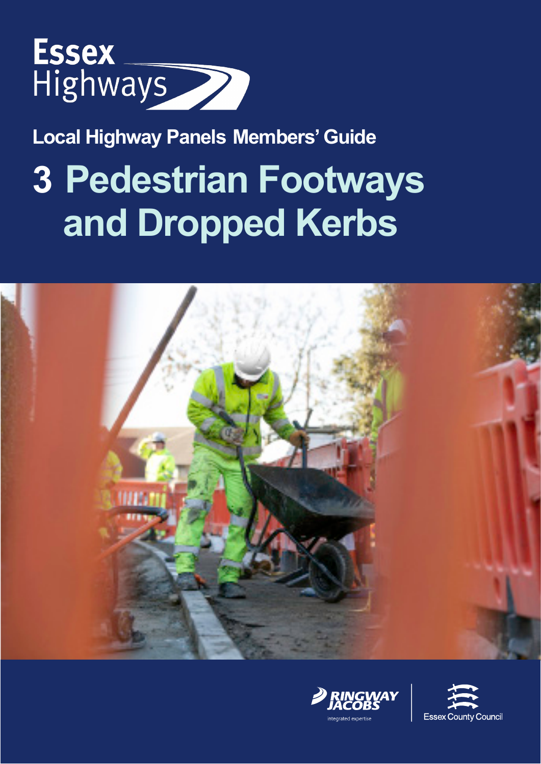Essex Highways

Local Highway Panels Members' Guide

# 3 Pedestrian Footways and Dropped Kerbs

RINGWAY JACOBS
integrated expertise

Essex County Council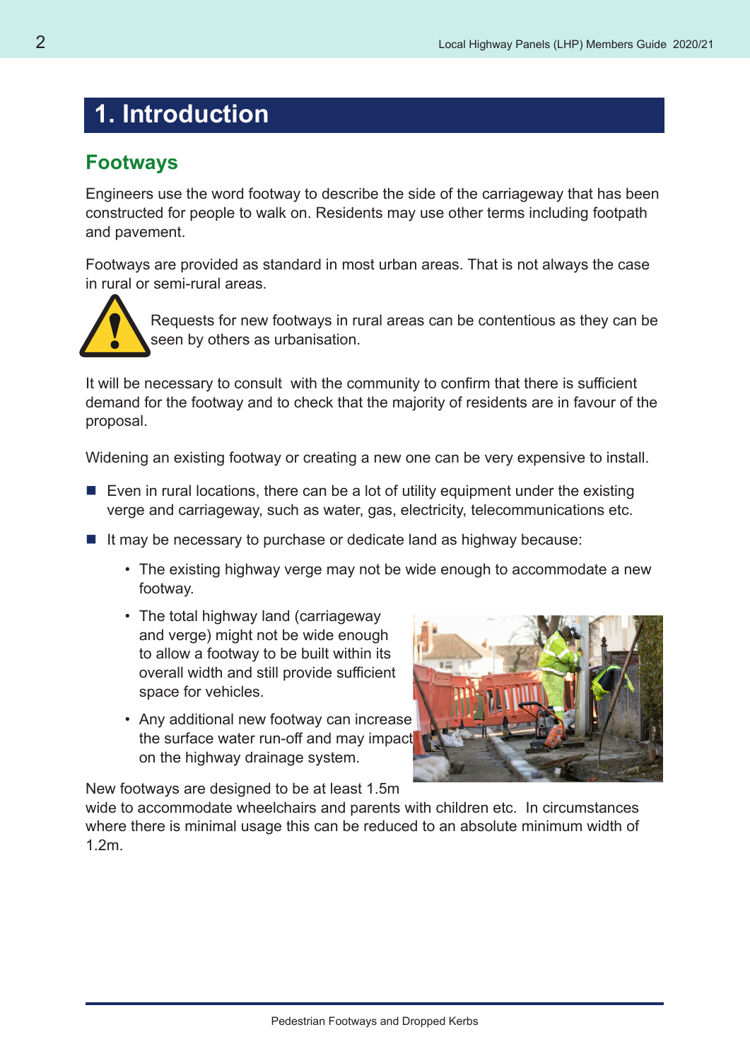# 1. Introduction

## Footways

Engineers use the word footway to describe the side of the carriageway that has been constructed for people to walk on. Residents may use other terms including footpath and pavement.

Footways are provided as standard in most urban areas. That is not always the case in rural or semi-rural areas.

Requests for new footways in rural areas can be contentious as they can be seen by others as urbanisation.

It will be necessary to consult with the community to confirm that there is sufficient demand for the footway and to check that the majority of residents are in favour of the proposal.

Widening an existing footway or creating a new one can be very expensive to install.

- Even in rural locations, there can be a lot of utility equipment under the existing verge and carriageway, such as water, gas, electricity, telecommunications etc.
- It may be necessary to purchase or dedicate land as highway because:
  - The existing highway verge may not be wide enough to accommodate a new footway.
  - The total highway land (carriageway and verge) might not be wide enough to allow a footway to be built within its overall width and still provide sufficient space for vehicles.
  - Any additional new footway can increase the surface water run-off and may impact on the highway drainage system.

New footways are designed to be at least 1.5m wide to accommodate wheelchairs and parents with children etc. In circumstances where there is minimal usage this can be reduced to an absolute minimum width of 1.2m.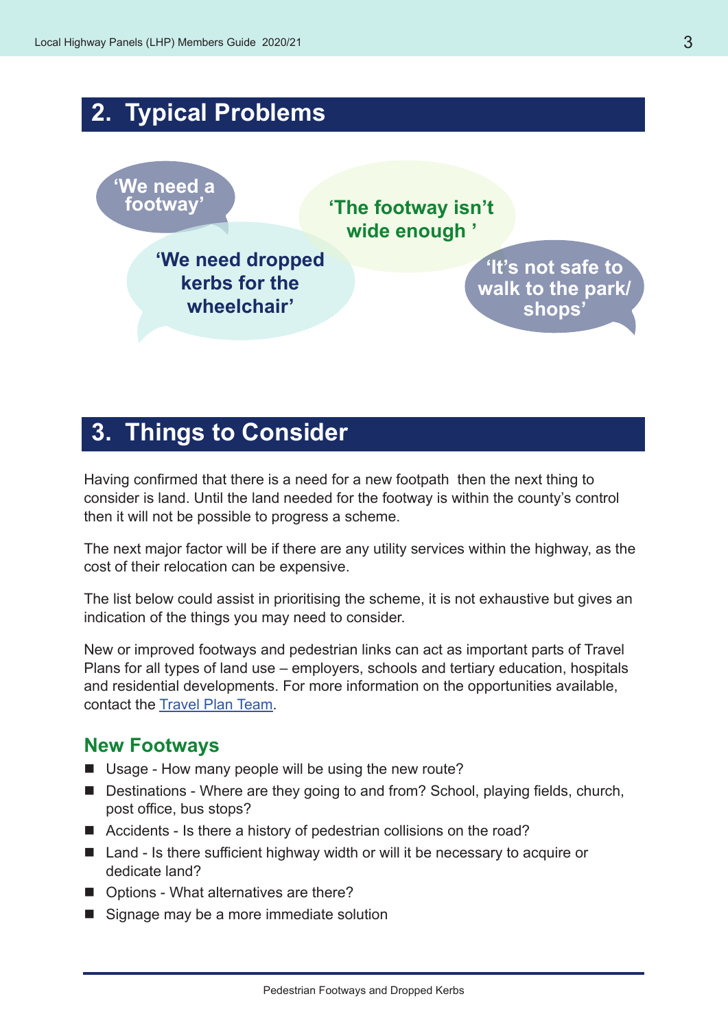## 2. Typical Problems

'We need a footway'

'The footway isn't wide enough '

'We need dropped kerbs for the wheelchair'

'It's not safe to walk to the park/ shops'

## 3. Things to Consider

Having confirmed that there is a need for a new footpath then the next thing to consider is land. Until the land needed for the footway is within the county's control then it will not be possible to progress a scheme.

The next major factor will be if there are any utility services within the highway, as the cost of their relocation can be expensive.

The list below could assist in prioritising the scheme, it is not exhaustive but gives an indication of the things you may need to consider.

New or improved footways and pedestrian links can act as important parts of Travel Plans for all types of land use – employers, schools and tertiary education, hospitals and residential developments. For more information on the opportunities available, contact the Travel Plan Team.

### New Footways

- Usage - How many people will be using the new route?
- Destinations - Where are they going to and from? School, playing fields, church, post office, bus stops?
- Accidents - Is there a history of pedestrian collisions on the road?
- Land - Is there sufficient highway width or will it be necessary to acquire or dedicate land?
- Options - What alternatives are there?
- Signage may be a more immediate solution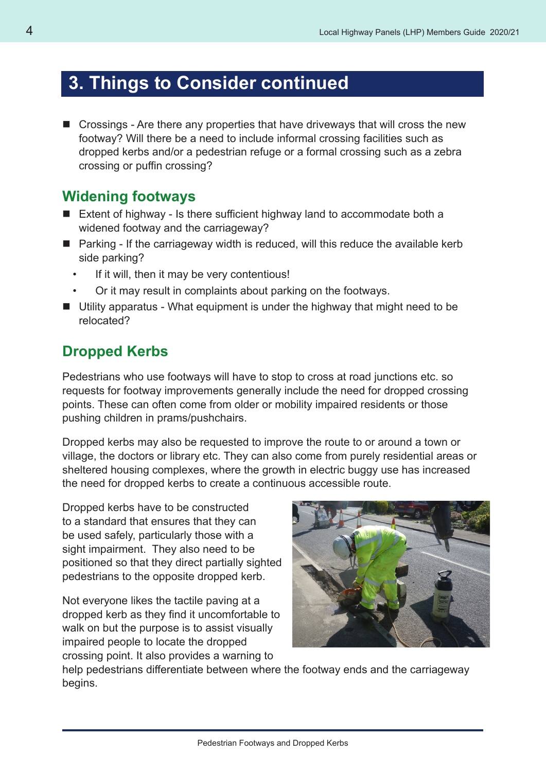## 3. Things to Consider continued

- Crossings - Are there any properties that have driveways that will cross the new footway? Will there be a need to include informal crossing facilities such as dropped kerbs and/or a pedestrian refuge or a formal crossing such as a zebra crossing or puffin crossing?

### Widening footways

- Extent of highway - Is there sufficient highway land to accommodate both a widened footway and the carriageway?
- Parking - If the carriageway width is reduced, will this reduce the available kerb side parking?
  - If it will, then it may be very contentious!
  - Or it may result in complaints about parking on the footways.
- Utility apparatus - What equipment is under the highway that might need to be relocated?

### Dropped Kerbs

Pedestrians who use footways will have to stop to cross at road junctions etc. so requests for footway improvements generally include the need for dropped crossing points. These can often come from older or mobility impaired residents or those pushing children in prams/pushchairs.

Dropped kerbs may also be requested to improve the route to or around a town or village, the doctors or library etc. They can also come from purely residential areas or sheltered housing complexes, where the growth in electric buggy use has increased the need for dropped kerbs to create a continuous accessible route.

Dropped kerbs have to be constructed to a standard that ensures that they can be used safely, particularly those with a sight impairment. They also need to be positioned so that they direct partially sighted pedestrians to the opposite dropped kerb.

Not everyone likes the tactile paving at a dropped kerb as they find it uncomfortable to walk on but the purpose is to assist visually impaired people to locate the dropped crossing point. It also provides a warning to help pedestrians differentiate between where the footway ends and the carriageway begins.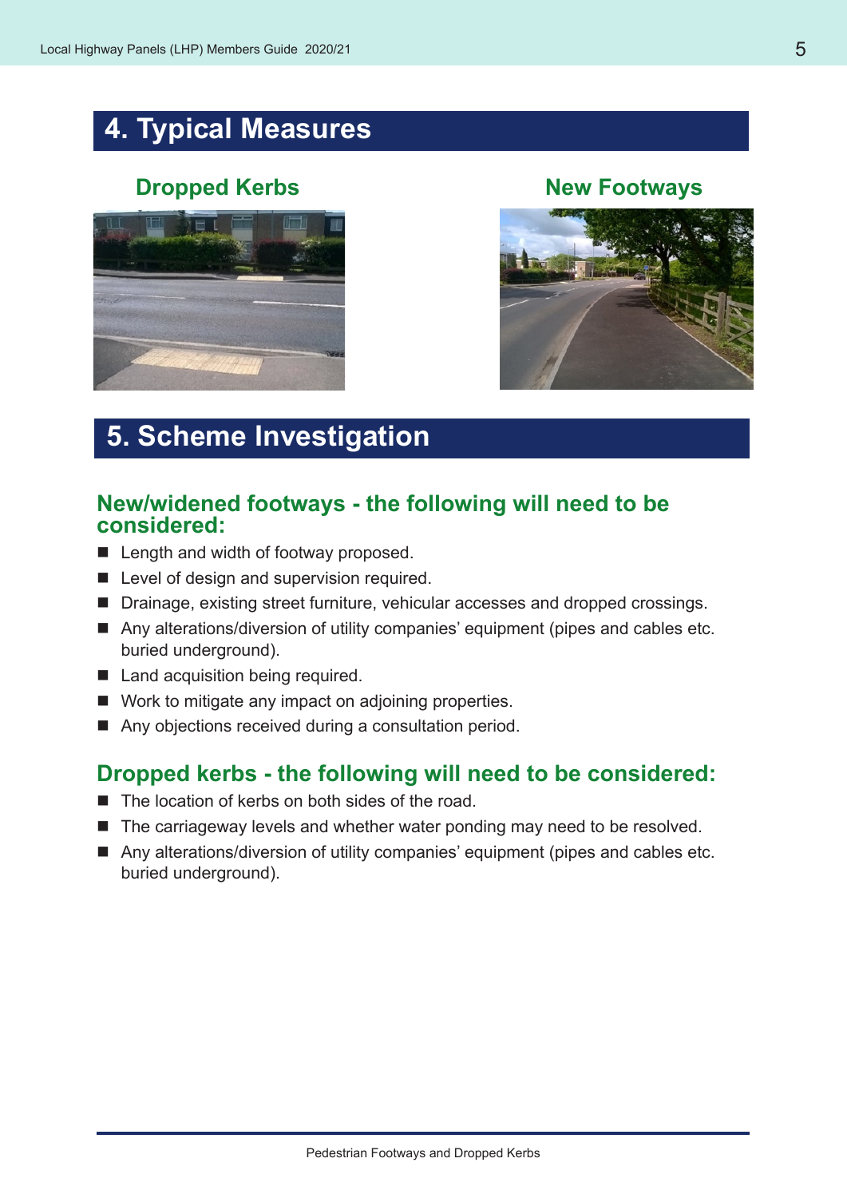# 4. Typical Measures

### Dropped Kerbs

### New Footways

# 5. Scheme Investigation

## New/widened footways - the following will need to be considered:

- Length and width of footway proposed.
- Level of design and supervision required.
- Drainage, existing street furniture, vehicular accesses and dropped crossings.
- Any alterations/diversion of utility companies' equipment (pipes and cables etc. buried underground).
- Land acquisition being required.
- Work to mitigate any impact on adjoining properties.
- Any objections received during a consultation period.

## Dropped kerbs - the following will need to be considered:

- The location of kerbs on both sides of the road.
- The carriageway levels and whether water ponding may need to be resolved.
- Any alterations/diversion of utility companies' equipment (pipes and cables etc. buried underground).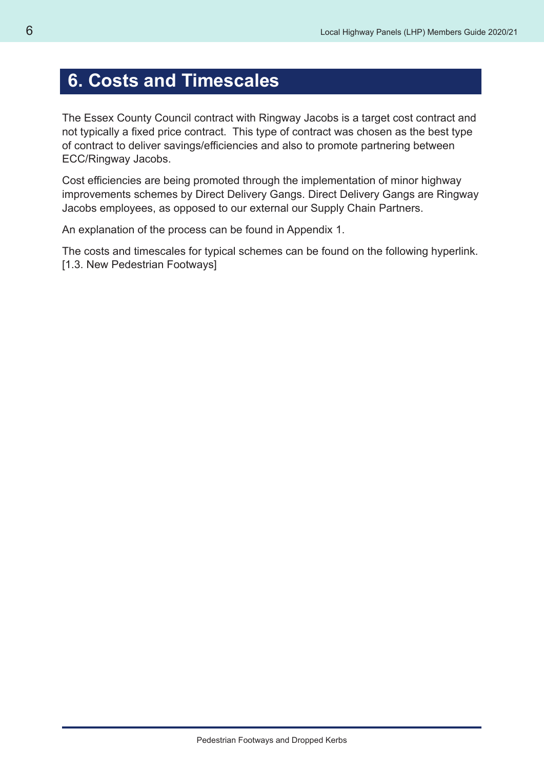# 6. Costs and Timescales

The Essex County Council contract with Ringway Jacobs is a target cost contract and not typically a fixed price contract. This type of contract was chosen as the best type of contract to deliver savings/efficiencies and also to promote partnering between ECC/Ringway Jacobs.

Cost efficiencies are being promoted through the implementation of minor highway improvements schemes by Direct Delivery Gangs. Direct Delivery Gangs are Ringway Jacobs employees, as opposed to our external our Supply Chain Partners.

An explanation of the process can be found in Appendix 1.

The costs and timescales for typical schemes can be found on the following hyperlink. [1.3. New Pedestrian Footways]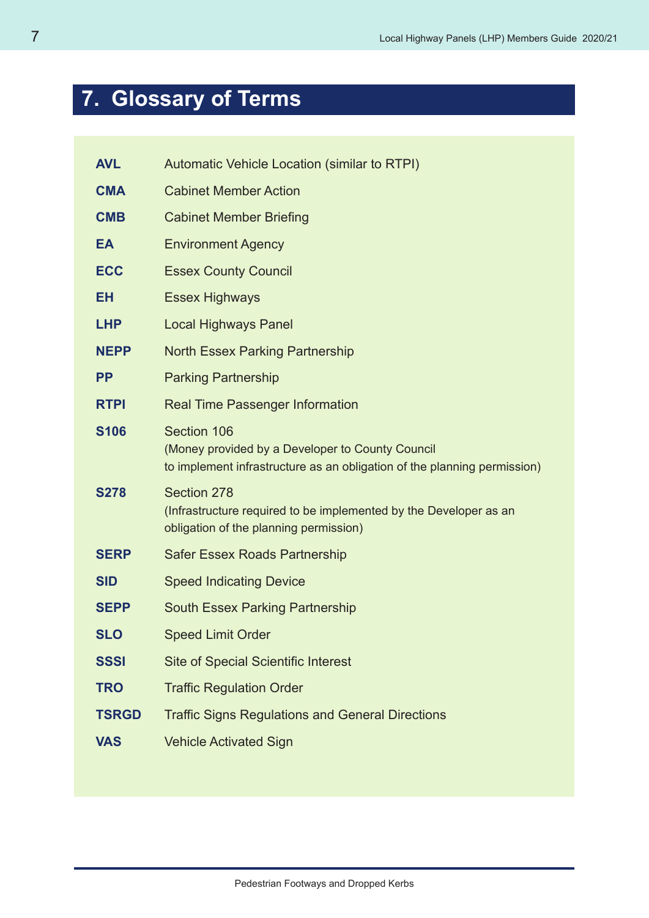# 7. Glossary of Terms

| | |
|---|---|
| **AVL** | Automatic Vehicle Location (similar to RTPI) |
| **CMA** | Cabinet Member Action |
| **CMB** | Cabinet Member Briefing |
| **EA** | Environment Agency |
| **ECC** | Essex County Council |
| **EH** | Essex Highways |
| **LHP** | Local Highways Panel |
| **NEPP** | North Essex Parking Partnership |
| **PP** | Parking Partnership |
| **RTPI** | Real Time Passenger Information |
| **S106** | Section 106 (Money provided by a Developer to County Council to implement infrastructure as an obligation of the planning permission) |
| **S278** | Section 278 (Infrastructure required to be implemented by the Developer as an obligation of the planning permission) |
| **SERP** | Safer Essex Roads Partnership |
| **SID** | Speed Indicating Device |
| **SEPP** | South Essex Parking Partnership |
| **SLO** | Speed Limit Order |
| **SSSI** | Site of Special Scientific Interest |
| **TRO** | Traffic Regulation Order |
| **TSRGD** | Traffic Signs Regulations and General Directions |
| **VAS** | Vehicle Activated Sign |